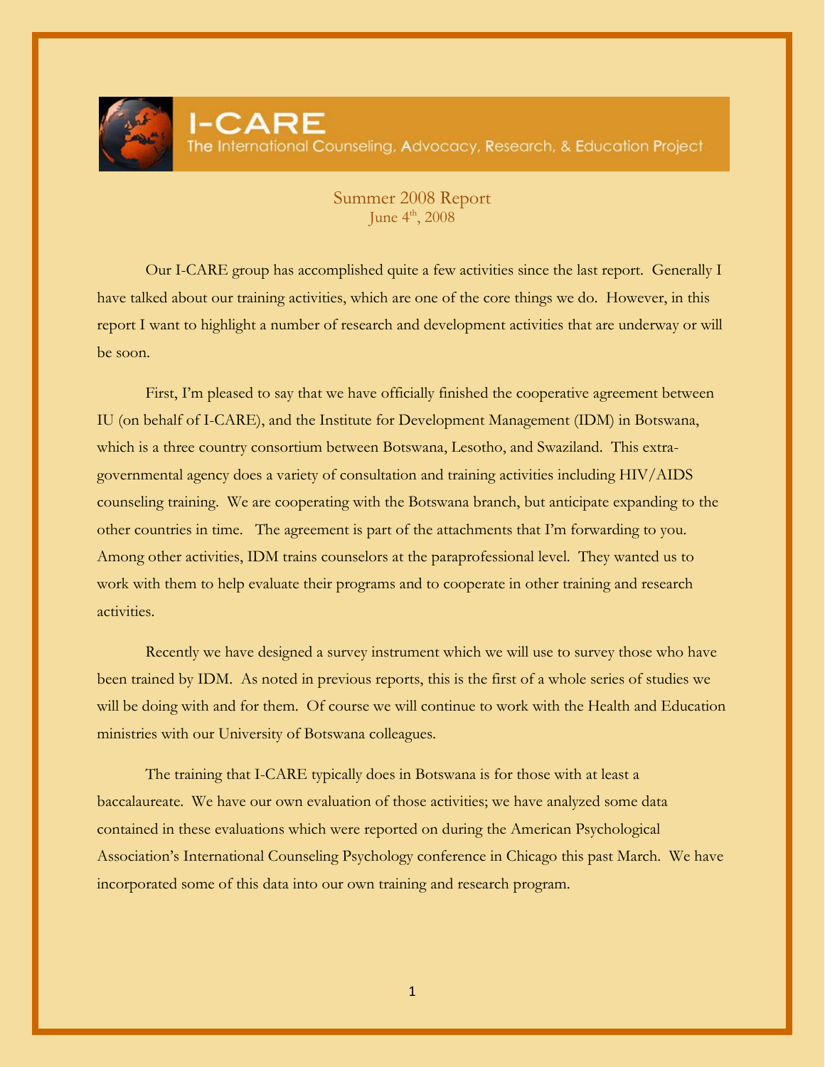# I-CARE

## The International Counseling, Advocacy, Research, & Education Project

### Summer 2008 Report

June 4th, 2008

Our I-CARE group has accomplished quite a few activities since the last report. Generally I have talked about our training activities, which are one of the core things we do. However, in this report I want to highlight a number of research and development activities that are underway or will be soon.

First, I'm pleased to say that we have officially finished the cooperative agreement between IU (on behalf of I-CARE), and the Institute for Development Management (IDM) in Botswana, which is a three country consortium between Botswana, Lesotho, and Swaziland. This extra-governmental agency does a variety of consultation and training activities including HIV/AIDS counseling training. We are cooperating with the Botswana branch, but anticipate expanding to the other countries in time. The agreement is part of the attachments that I'm forwarding to you. Among other activities, IDM trains counselors at the paraprofessional level. They wanted us to work with them to help evaluate their programs and to cooperate in other training and research activities.

Recently we have designed a survey instrument which we will use to survey those who have been trained by IDM. As noted in previous reports, this is the first of a whole series of studies we will be doing with and for them. Of course we will continue to work with the Health and Education ministries with our University of Botswana colleagues.

The training that I-CARE typically does in Botswana is for those with at least a baccalaureate. We have our own evaluation of those activities; we have analyzed some data contained in these evaluations which were reported on during the American Psychological Association's International Counseling Psychology conference in Chicago this past March. We have incorporated some of this data into our own training and research program.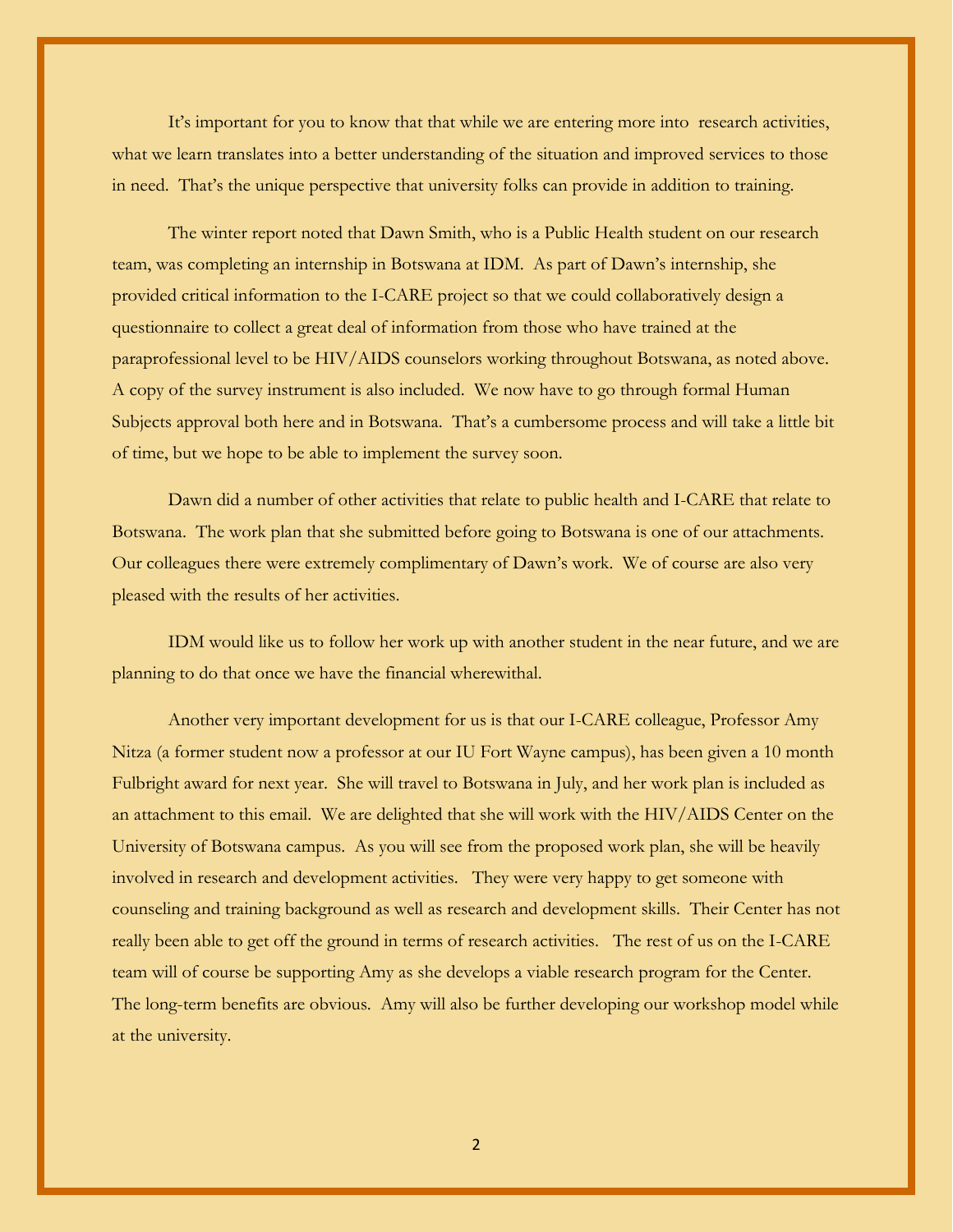It's important for you to know that that while we are entering more into  research activities, what we learn translates into a better understanding of the situation and improved services to those in need.  That's the unique perspective that university folks can provide in addition to training.

The winter report noted that Dawn Smith, who is a Public Health student on our research team, was completing an internship in Botswana at IDM.  As part of Dawn's internship, she provided critical information to the I-CARE project so that we could collaboratively design a questionnaire to collect a great deal of information from those who have trained at the paraprofessional level to be HIV/AIDS counselors working throughout Botswana, as noted above.  A copy of the survey instrument is also included.  We now have to go through formal Human Subjects approval both here and in Botswana.  That's a cumbersome process and will take a little bit of time, but we hope to be able to implement the survey soon.

Dawn did a number of other activities that relate to public health and I-CARE that relate to Botswana.  The work plan that she submitted before going to Botswana is one of our attachments.  Our colleagues there were extremely complimentary of Dawn's work.  We of course are also very pleased with the results of her activities.

IDM would like us to follow her work up with another student in the near future, and we are planning to do that once we have the financial wherewithal.

Another very important development for us is that our I-CARE colleague, Professor Amy Nitza (a former student now a professor at our IU Fort Wayne campus), has been given a 10 month Fulbright award for next year.  She will travel to Botswana in July, and her work plan is included as an attachment to this email.  We are delighted that she will work with the HIV/AIDS Center on the University of Botswana campus.  As you will see from the proposed work plan, she will be heavily involved in research and development activities.  They were very happy to get someone with counseling and training background as well as research and development skills.  Their Center has not really been able to get off the ground in terms of research activities.  The rest of us on the I-CARE team will of course be supporting Amy as she develops a viable research program for the Center.  The long-term benefits are obvious.  Amy will also be further developing our workshop model while at the university.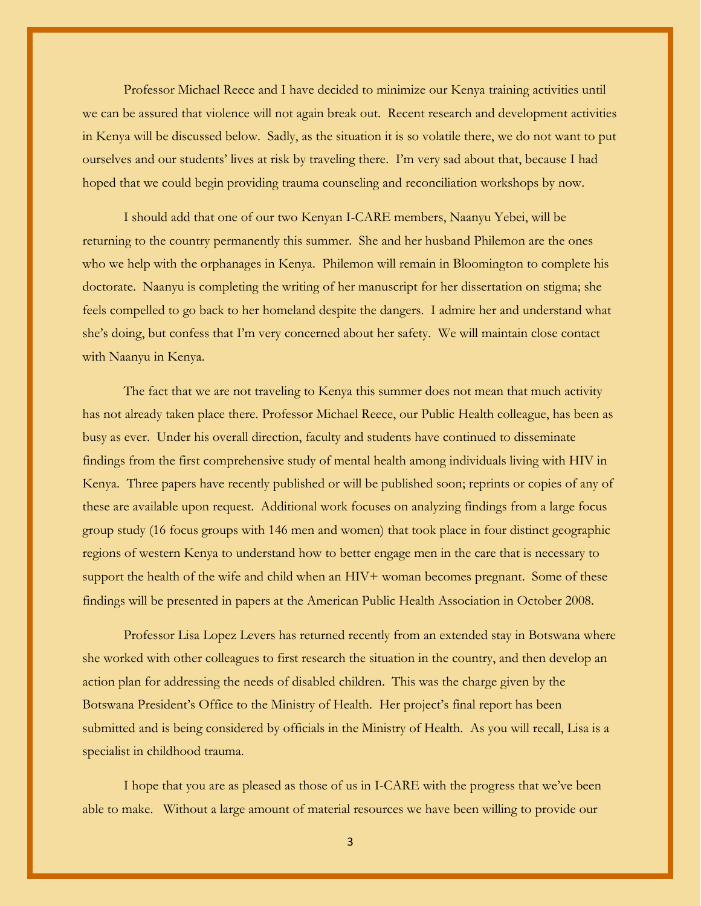Professor Michael Reece and I have decided to minimize our Kenya training activities until we can be assured that violence will not again break out. Recent research and development activities in Kenya will be discussed below. Sadly, as the situation it is so volatile there, we do not want to put ourselves and our students' lives at risk by traveling there. I'm very sad about that, because I had hoped that we could begin providing trauma counseling and reconciliation workshops by now.

I should add that one of our two Kenyan I-CARE members, Naanyu Yebei, will be returning to the country permanently this summer. She and her husband Philemon are the ones who we help with the orphanages in Kenya. Philemon will remain in Bloomington to complete his doctorate. Naanyu is completing the writing of her manuscript for her dissertation on stigma; she feels compelled to go back to her homeland despite the dangers. I admire her and understand what she's doing, but confess that I'm very concerned about her safety. We will maintain close contact with Naanyu in Kenya.

The fact that we are not traveling to Kenya this summer does not mean that much activity has not already taken place there. Professor Michael Reece, our Public Health colleague, has been as busy as ever. Under his overall direction, faculty and students have continued to disseminate findings from the first comprehensive study of mental health among individuals living with HIV in Kenya. Three papers have recently published or will be published soon; reprints or copies of any of these are available upon request. Additional work focuses on analyzing findings from a large focus group study (16 focus groups with 146 men and women) that took place in four distinct geographic regions of western Kenya to understand how to better engage men in the care that is necessary to support the health of the wife and child when an HIV+ woman becomes pregnant. Some of these findings will be presented in papers at the American Public Health Association in October 2008.

Professor Lisa Lopez Levers has returned recently from an extended stay in Botswana where she worked with other colleagues to first research the situation in the country, and then develop an action plan for addressing the needs of disabled children. This was the charge given by the Botswana President's Office to the Ministry of Health. Her project's final report has been submitted and is being considered by officials in the Ministry of Health. As you will recall, Lisa is a specialist in childhood trauma.

I hope that you are as pleased as those of us in I-CARE with the progress that we've been able to make. Without a large amount of material resources we have been willing to provide our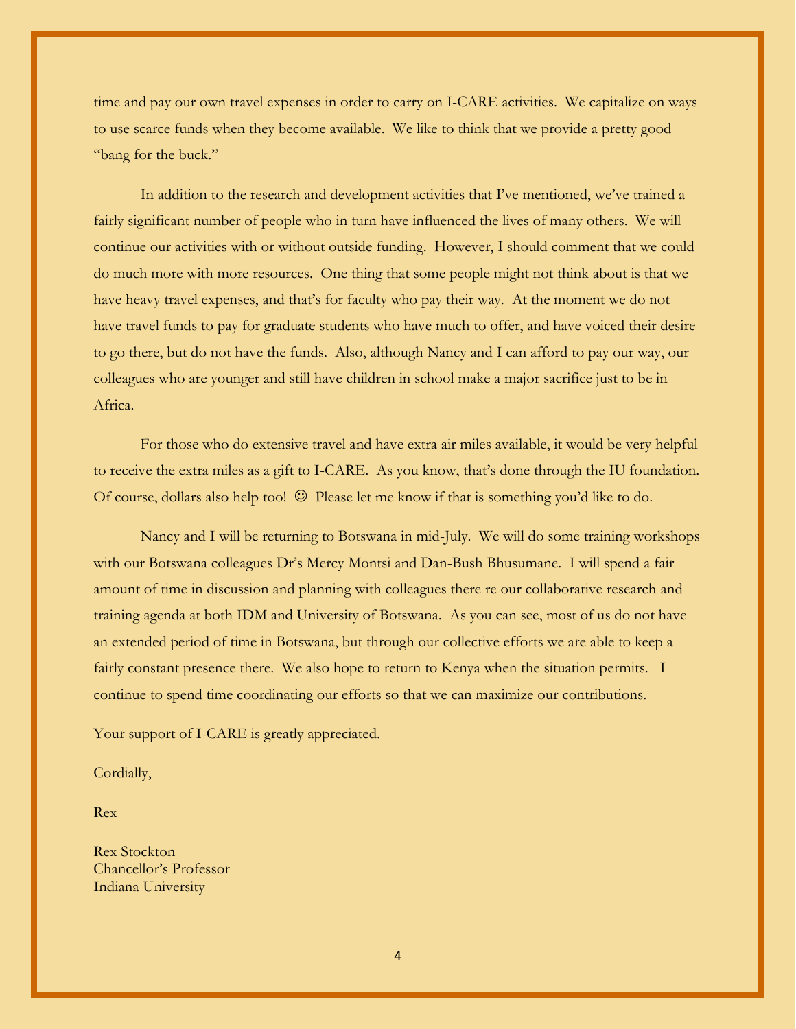time and pay our own travel expenses in order to carry on I-CARE activities. We capitalize on ways to use scarce funds when they become available. We like to think that we provide a pretty good "bang for the buck."

In addition to the research and development activities that I've mentioned, we've trained a fairly significant number of people who in turn have influenced the lives of many others. We will continue our activities with or without outside funding. However, I should comment that we could do much more with more resources. One thing that some people might not think about is that we have heavy travel expenses, and that's for faculty who pay their way. At the moment we do not have travel funds to pay for graduate students who have much to offer, and have voiced their desire to go there, but do not have the funds. Also, although Nancy and I can afford to pay our way, our colleagues who are younger and still have children in school make a major sacrifice just to be in Africa.

For those who do extensive travel and have extra air miles available, it would be very helpful to receive the extra miles as a gift to I-CARE. As you know, that's done through the IU foundation. Of course, dollars also help too! ☺ Please let me know if that is something you'd like to do.

Nancy and I will be returning to Botswana in mid-July. We will do some training workshops with our Botswana colleagues Dr's Mercy Montsi and Dan-Bush Bhusumane. I will spend a fair amount of time in discussion and planning with colleagues there re our collaborative research and training agenda at both IDM and University of Botswana. As you can see, most of us do not have an extended period of time in Botswana, but through our collective efforts we are able to keep a fairly constant presence there. We also hope to return to Kenya when the situation permits. I continue to spend time coordinating our efforts so that we can maximize our contributions.

Your support of I-CARE is greatly appreciated.

Cordially,

Rex

Rex Stockton
Chancellor's Professor
Indiana University